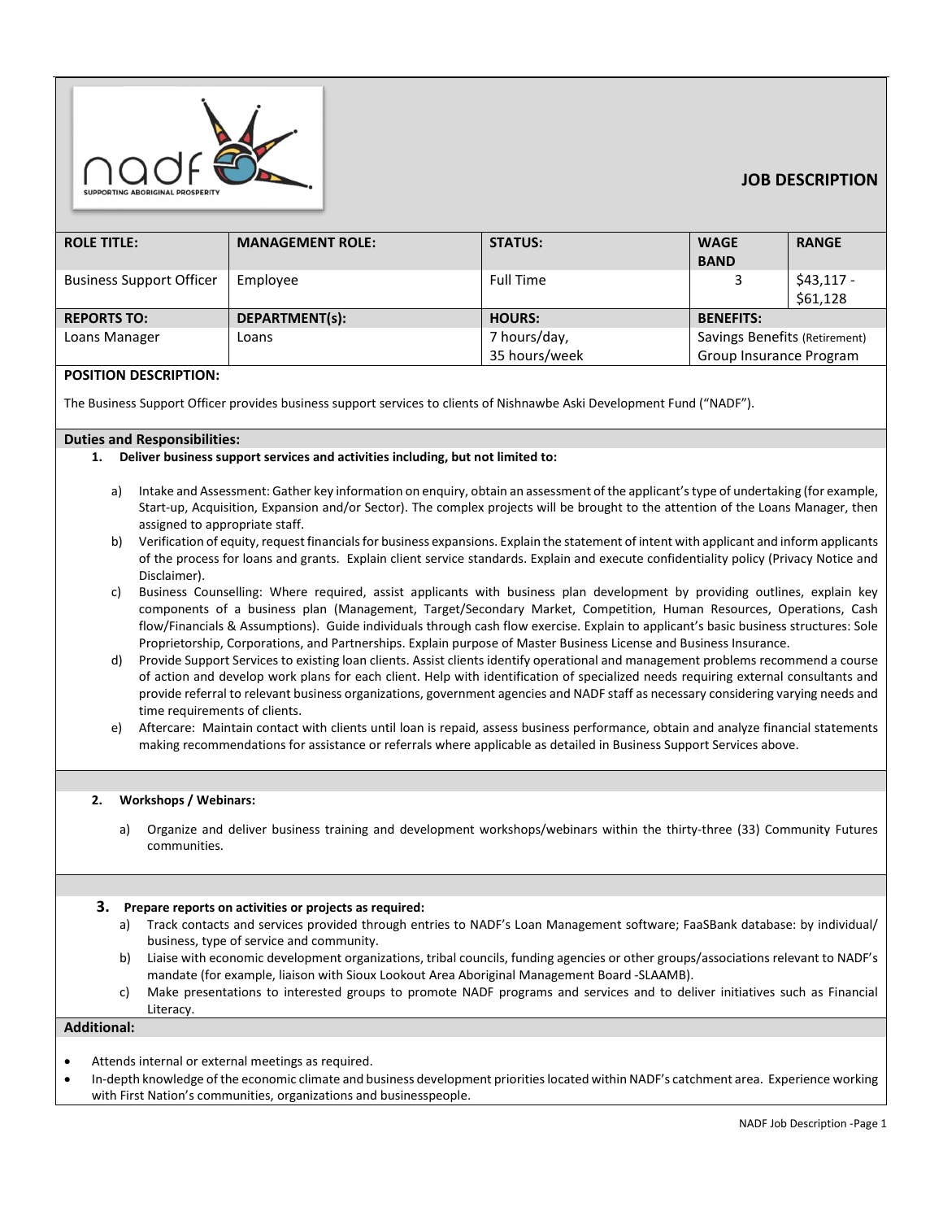# JOB DESCRIPTION

| ROLE TITLE: | MANAGEMENT ROLE: | STATUS: | WAGE BAND | RANGE |
|---|---|---|---|---|
| Business Support Officer | Employee | Full Time | 3 | $43,117 - $61,128 |
| **REPORTS TO:** | **DEPARTMENT(s):** | **HOURS:** | **BENEFITS:** | |
| Loans Manager | Loans | 7 hours/day, 35 hours/week | Savings Benefits (Retirement) Group Insurance Program | |

**POSITION DESCRIPTION:**

The Business Support Officer provides business support services to clients of Nishnawbe Aski Development Fund ("NADF").

**Duties and Responsibilities:**

1. **Deliver business support services and activities including, but not limited to:**

   a) Intake and Assessment: Gather key information on enquiry, obtain an assessment of the applicant's type of undertaking (for example, Start-up, Acquisition, Expansion and/or Sector). The complex projects will be brought to the attention of the Loans Manager, then assigned to appropriate staff.

   b) Verification of equity, request financials for business expansions. Explain the statement of intent with applicant and inform applicants of the process for loans and grants. Explain client service standards. Explain and execute confidentiality policy (Privacy Notice and Disclaimer).

   c) Business Counselling: Where required, assist applicants with business plan development by providing outlines, explain key components of a business plan (Management, Target/Secondary Market, Competition, Human Resources, Operations, Cash flow/Financials & Assumptions). Guide individuals through cash flow exercise. Explain to applicant's basic business structures: Sole Proprietorship, Corporations, and Partnerships. Explain purpose of Master Business License and Business Insurance.

   d) Provide Support Services to existing loan clients. Assist clients identify operational and management problems recommend a course of action and develop work plans for each client. Help with identification of specialized needs requiring external consultants and provide referral to relevant business organizations, government agencies and NADF staff as necessary considering varying needs and time requirements of clients.

   e) Aftercare: Maintain contact with clients until loan is repaid, assess business performance, obtain and analyze financial statements making recommendations for assistance or referrals where applicable as detailed in Business Support Services above.

2. **Workshops / Webinars:**

   a) Organize and deliver business training and development workshops/webinars within the thirty-three (33) Community Futures communities.

3. **Prepare reports on activities or projects as required:**

   a) Track contacts and services provided through entries to NADF's Loan Management software; FaaSBank database: by individual/ business, type of service and community.

   b) Liaise with economic development organizations, tribal councils, funding agencies or other groups/associations relevant to NADF's mandate (for example, liaison with Sioux Lookout Area Aboriginal Management Board -SLAAMB).

   c) Make presentations to interested groups to promote NADF programs and services and to deliver initiatives such as Financial Literacy.

**Additional:**

- Attends internal or external meetings as required.
- In-depth knowledge of the economic climate and business development priorities located within NADF's catchment area. Experience working with First Nation's communities, organizations and businesspeople.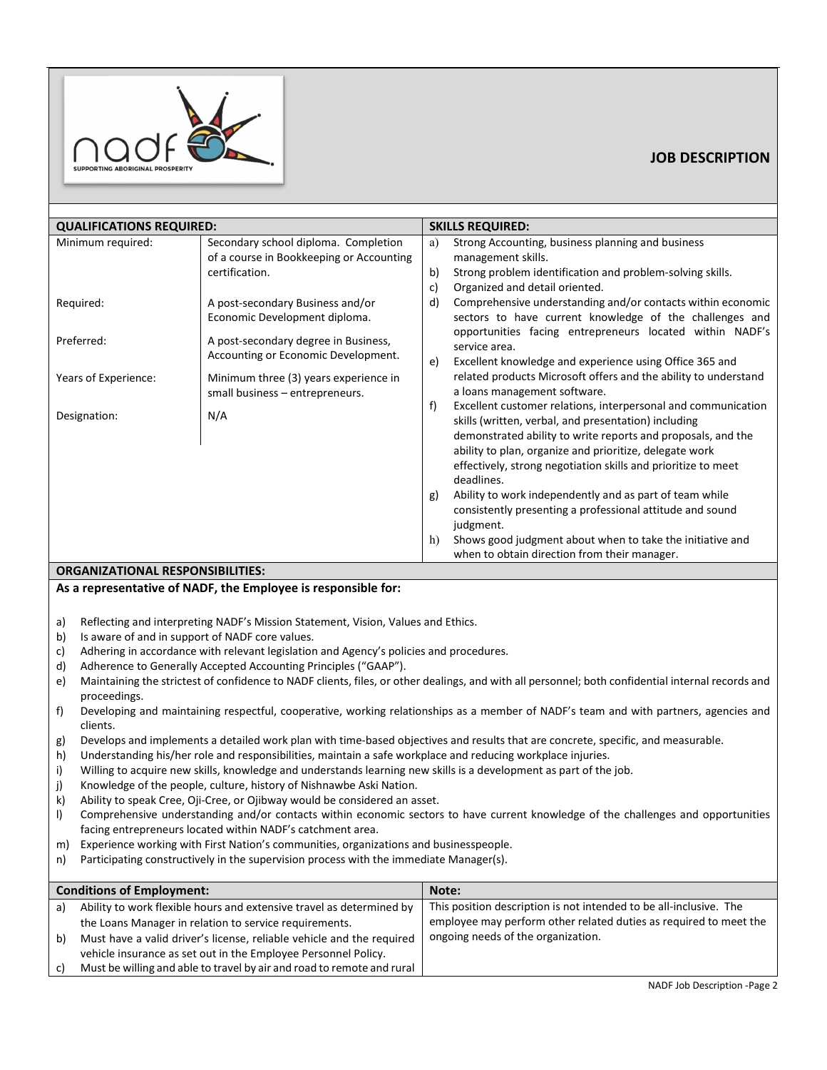NADF
SUPPORTING ABORIGINAL PROSPERITY

## JOB DESCRIPTION

| QUALIFICATIONS REQUIRED: | |
|---|---|
| Minimum required: | Secondary school diploma. Completion of a course in Bookkeeping or Accounting certification. |
| Required: | A post-secondary Business and/or Economic Development diploma. |
| Preferred: | A post-secondary degree in Business, Accounting or Economic Development. |
| Years of Experience: | Minimum three (3) years experience in small business – entrepreneurs. |
| Designation: | N/A |

### SKILLS REQUIRED:

a) Strong Accounting, business planning and business management skills.
b) Strong problem identification and problem-solving skills.
c) Organized and detail oriented.
d) Comprehensive understanding and/or contacts within economic sectors to have current knowledge of the challenges and opportunities facing entrepreneurs located within NADF's service area.
e) Excellent knowledge and experience using Office 365 and related products Microsoft offers and the ability to understand a loans management software.
f) Excellent customer relations, interpersonal and communication skills (written, verbal, and presentation) including demonstrated ability to write reports and proposals, and the ability to plan, organize and prioritize, delegate work effectively, strong negotiation skills and prioritize to meet deadlines.
g) Ability to work independently and as part of team while consistently presenting a professional attitude and sound judgment.
h) Shows good judgment about when to take the initiative and when to obtain direction from their manager.

### ORGANIZATIONAL RESPONSIBILITIES:

**As a representative of NADF, the Employee is responsible for:**

a) Reflecting and interpreting NADF's Mission Statement, Vision, Values and Ethics.
b) Is aware of and in support of NADF core values.
c) Adhering in accordance with relevant legislation and Agency's policies and procedures.
d) Adherence to Generally Accepted Accounting Principles ("GAAP").
e) Maintaining the strictest of confidence to NADF clients, files, or other dealings, and with all personnel; both confidential internal records and proceedings.
f) Developing and maintaining respectful, cooperative, working relationships as a member of NADF's team and with partners, agencies and clients.
g) Develops and implements a detailed work plan with time-based objectives and results that are concrete, specific, and measurable.
h) Understanding his/her role and responsibilities, maintain a safe workplace and reducing workplace injuries.
i) Willing to acquire new skills, knowledge and understands learning new skills is a development as part of the job.
j) Knowledge of the people, culture, history of Nishnawbe Aski Nation.
k) Ability to speak Cree, Oji-Cree, or Ojibway would be considered an asset.
l) Comprehensive understanding and/or contacts within economic sectors to have current knowledge of the challenges and opportunities facing entrepreneurs located within NADF's catchment area.
m) Experience working with First Nation's communities, organizations and businesspeople.
n) Participating constructively in the supervision process with the immediate Manager(s).

### Conditions of Employment:

a) Ability to work flexible hours and extensive travel as determined by the Loans Manager in relation to service requirements.
b) Must have a valid driver's license, reliable vehicle and the required vehicle insurance as set out in the Employee Personnel Policy.
c) Must be willing and able to travel by air and road to remote and rural

### Note:

This position description is not intended to be all-inclusive. The employee may perform other related duties as required to meet the ongoing needs of the organization.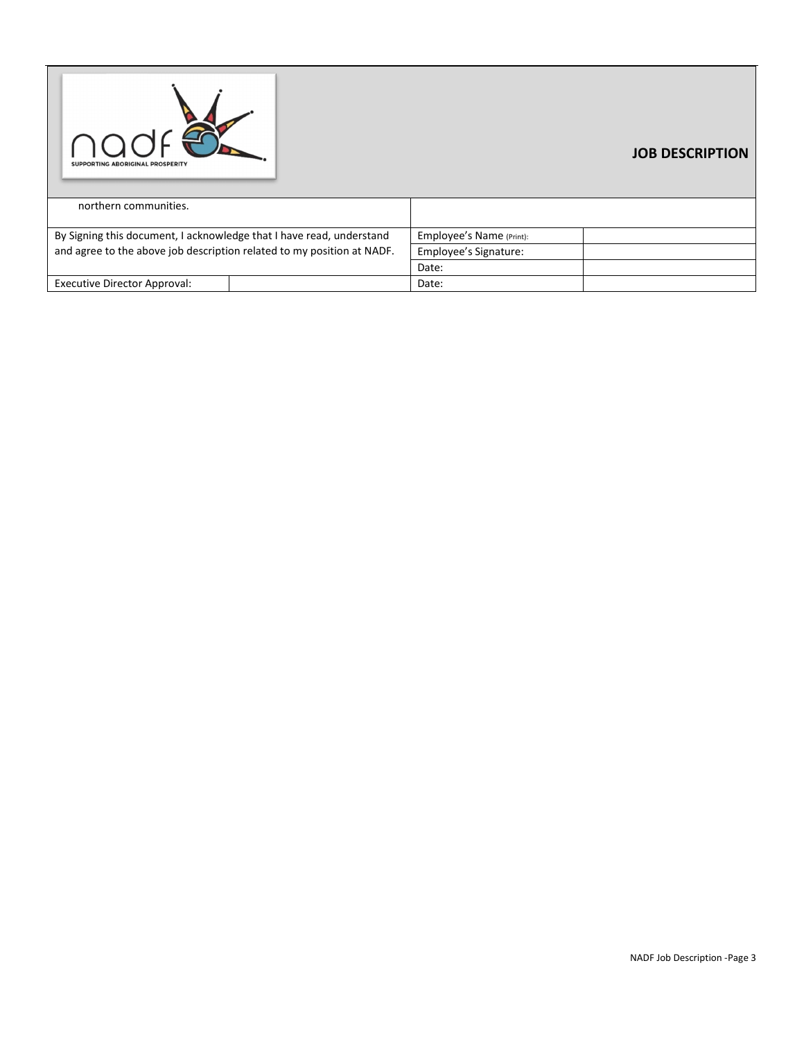**JOB DESCRIPTION**

| | | | |
|---|---|---|---|
| northern communities. | | | |
| By Signing this document, I acknowledge that I have read, understand and agree to the above job description related to my position at NADF. | | Employee's Name (Print): | |
| | | Employee's Signature: | |
| | | Date: | |
| Executive Director Approval: | | Date: | |